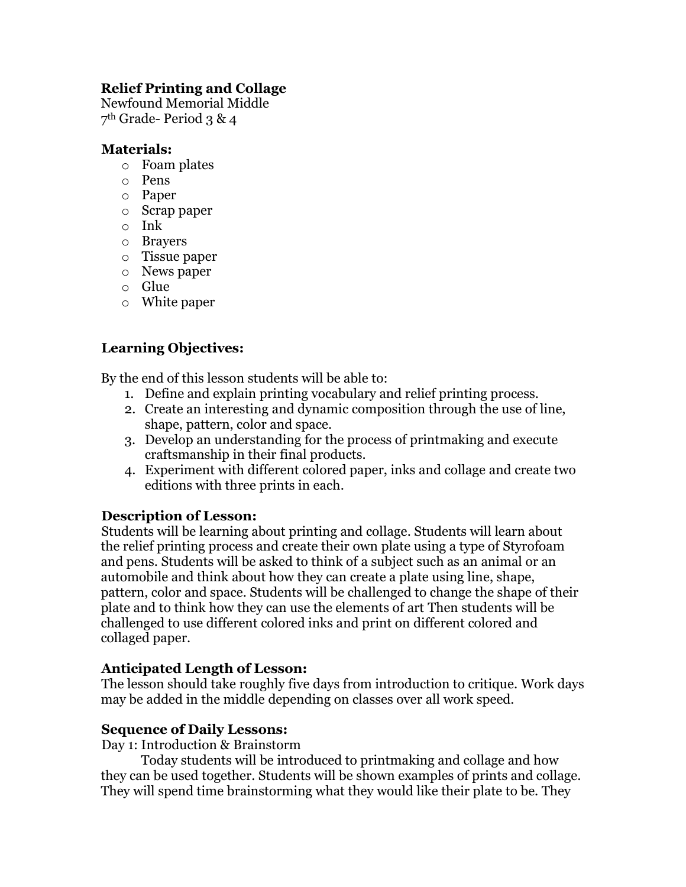**Relief Printing and Collage**
Newfound Memorial Middle
7th Grade- Period 3 & 4

**Materials:**

- Foam plates
- Pens
- Paper
- Scrap paper
- Ink
- Brayers
- Tissue paper
- News paper
- Glue
- White paper

**Learning Objectives:**

By the end of this lesson students will be able to:

1. Define and explain printing vocabulary and relief printing process.
2. Create an interesting and dynamic composition through the use of line, shape, pattern, color and space.
3. Develop an understanding for the process of printmaking and execute craftsmanship in their final products.
4. Experiment with different colored paper, inks and collage and create two editions with three prints in each.

**Description of Lesson:**
Students will be learning about printing and collage. Students will learn about the relief printing process and create their own plate using a type of Styrofoam and pens. Students will be asked to think of a subject such as an animal or an automobile and think about how they can create a plate using line, shape, pattern, color and space. Students will be challenged to change the shape of their plate and to think how they can use the elements of art Then students will be challenged to use different colored inks and print on different colored and collaged paper.

**Anticipated Length of Lesson:**
The lesson should take roughly five days from introduction to critique. Work days may be added in the middle depending on classes over all work speed.

**Sequence of Daily Lessons:**
Day 1: Introduction & Brainstorm

Today students will be introduced to printmaking and collage and how they can be used together. Students will be shown examples of prints and collage. They will spend time brainstorming what they would like their plate to be. They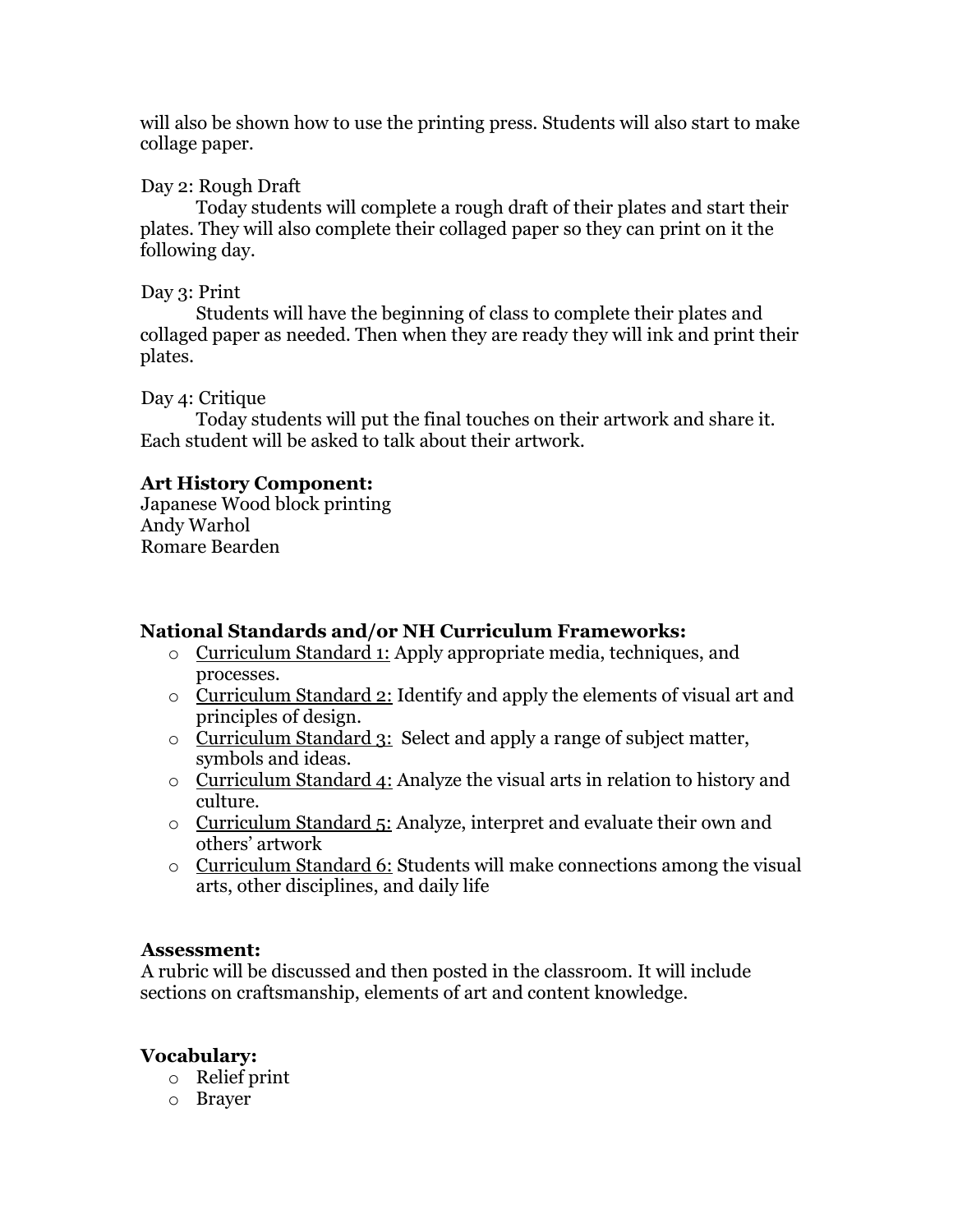will also be shown how to use the printing press. Students will also start to make collage paper.

Day 2: Rough Draft

Today students will complete a rough draft of their plates and start their plates. They will also complete their collaged paper so they can print on it the following day.

Day 3: Print

Students will have the beginning of class to complete their plates and collaged paper as needed. Then when they are ready they will ink and print their plates.

Day 4: Critique

Today students will put the final touches on their artwork and share it. Each student will be asked to talk about their artwork.

**Art History Component:**

Japanese Wood block printing
Andy Warhol
Romare Bearden

**National Standards and/or NH Curriculum Frameworks:**

- Curriculum Standard 1: Apply appropriate media, techniques, and processes.
- Curriculum Standard 2: Identify and apply the elements of visual art and principles of design.
- Curriculum Standard 3: Select and apply a range of subject matter, symbols and ideas.
- Curriculum Standard 4: Analyze the visual arts in relation to history and culture.
- Curriculum Standard 5: Analyze, interpret and evaluate their own and others' artwork
- Curriculum Standard 6: Students will make connections among the visual arts, other disciplines, and daily life

**Assessment:**

A rubric will be discussed and then posted in the classroom. It will include sections on craftsmanship, elements of art and content knowledge.

**Vocabulary:**

- Relief print
- Brayer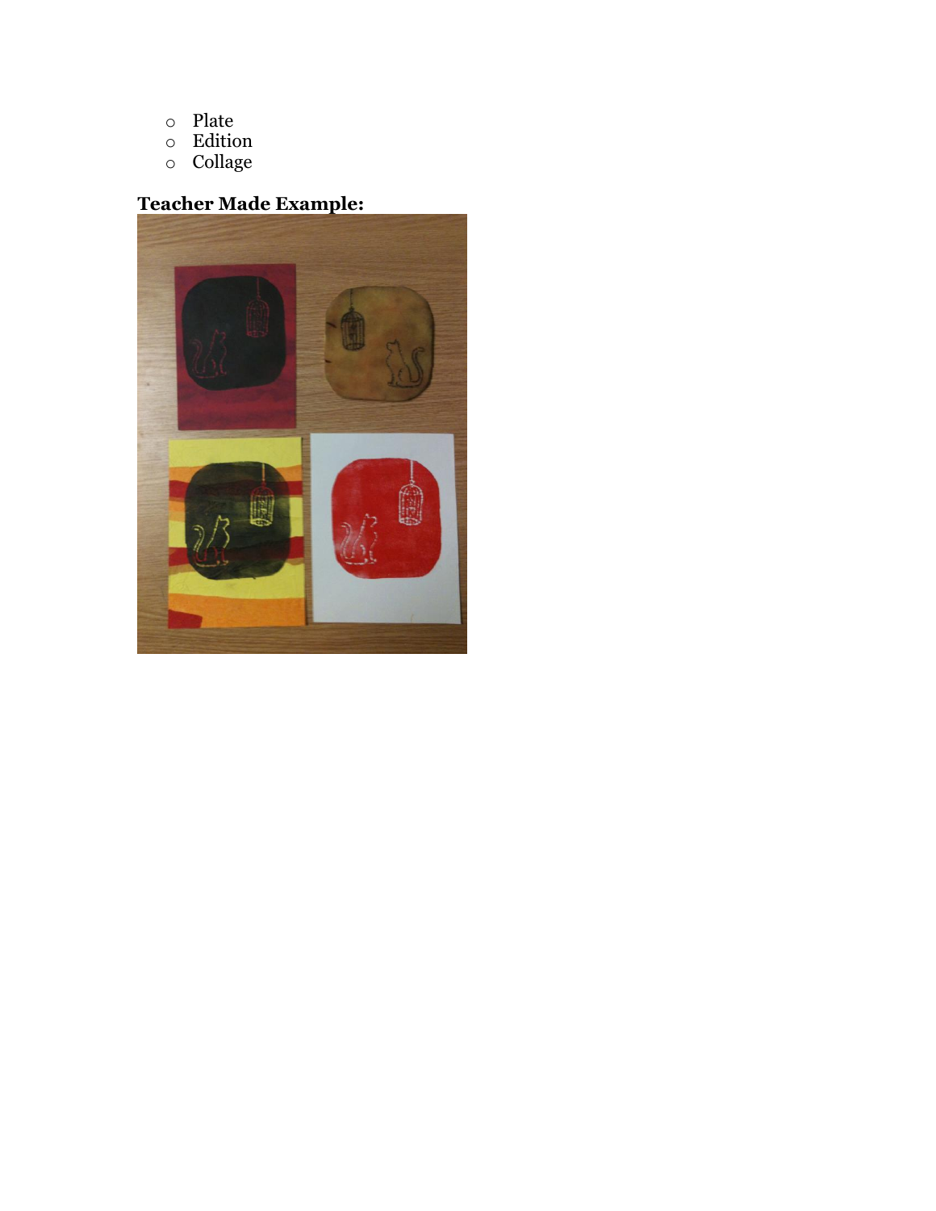- Plate
- Edition
- Collage

**Teacher Made Example:**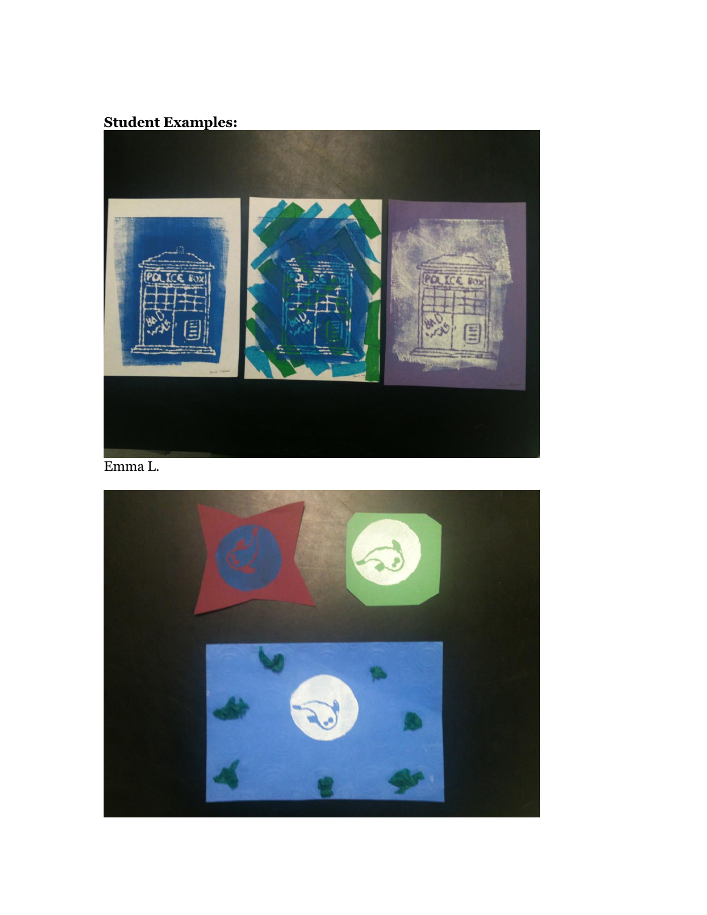**Student Examples:**

Emma L.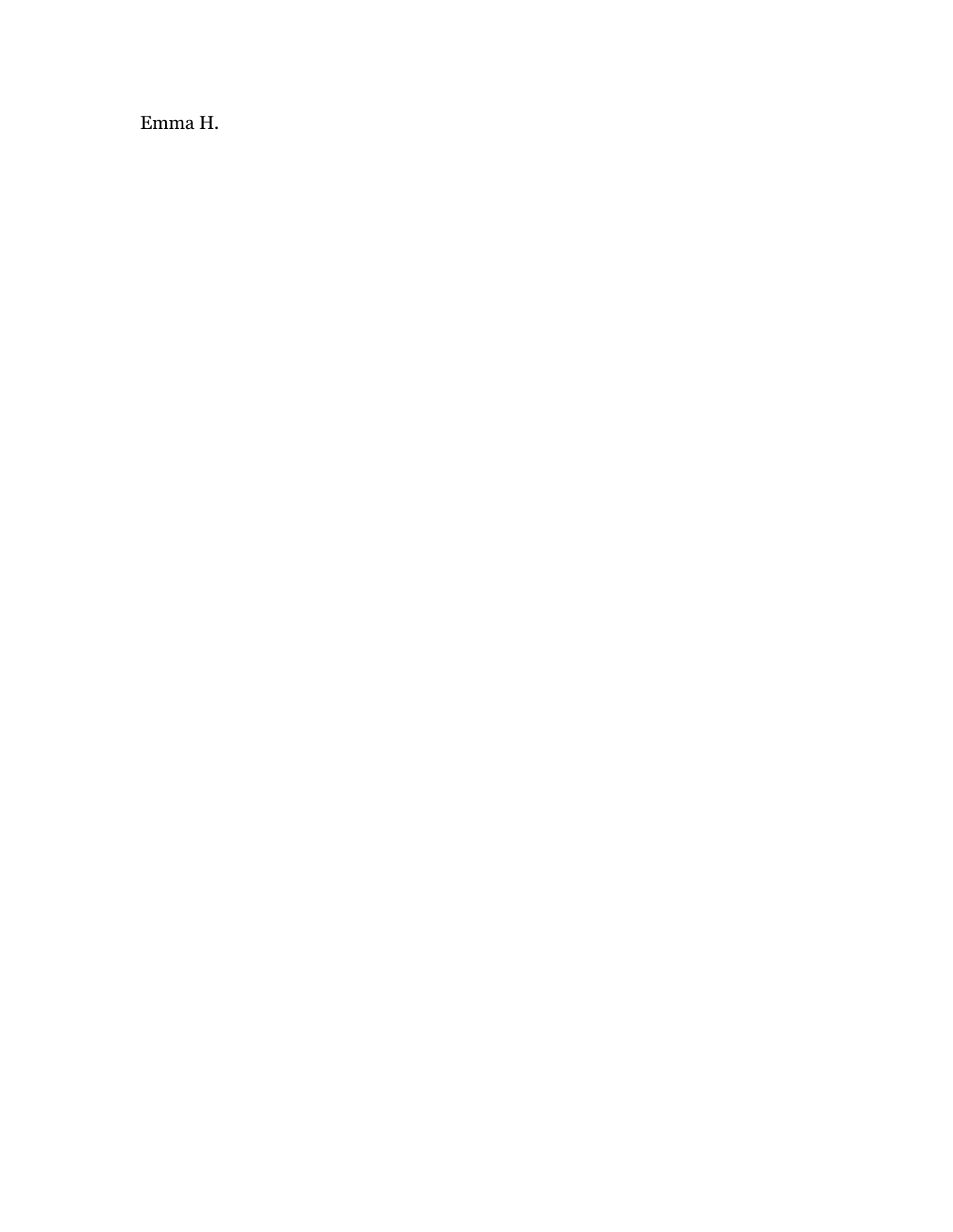Emma H.